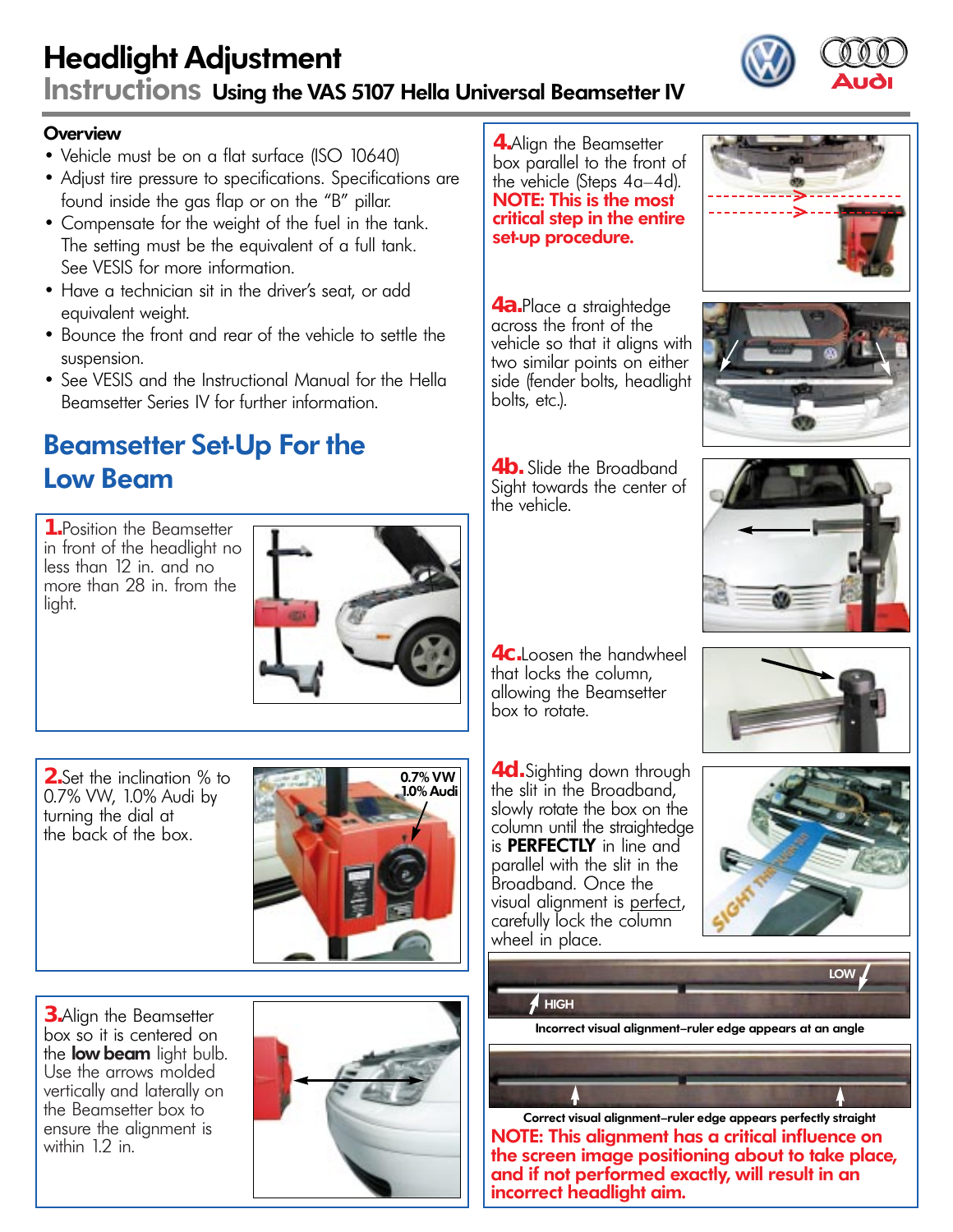# Headlight Adjustment

## Instructions Using the VAS 5107 Hella Universal Beamsetter IV

**Overview**

- Vehicle must be on a flat surface (ISO 10640)
- Adjust tire pressure to specifications. Specifications are found inside the gas flap or on the "B" pillar.
- Compensate for the weight of the fuel in the tank. The setting must be the equivalent of a full tank. See VESIS for more information.
- Have a technician sit in the driver's seat, or add equivalent weight.
- Bounce the front and rear of the vehicle to settle the suspension.
- See VESIS and the Instructional Manual for the Hella Beamsetter Series IV for further information.

## Beamsetter Set-Up For the Low Beam

**1.** Position the Beamsetter in front of the headlight no less than 12 in. and no more than 28 in. from the light.

**2.** Set the inclination % to 0.7% VW, 1.0% Audi by turning the dial at the back of the box.

0.7% VW
1.0% Audi

**3.** Align the Beamsetter box so it is centered on the **low beam** light bulb. Use the arrows molded vertically and laterally on the Beamsetter box to ensure the alignment is within 1.2 in.

**4.** Align the Beamsetter box parallel to the front of the vehicle (Steps 4a–4d). **NOTE: This is the most critical step in the entire set-up procedure.**

**4a.** Place a straightedge across the front of the vehicle so that it aligns with two similar points on either side (fender bolts, headlight bolts, etc.).

**4b.** Slide the Broadband Sight towards the center of the vehicle.

**4c.** Loosen the handwheel that locks the column, allowing the Beamsetter box to rotate.

**4d.** Sighting down through the slit in the Broadband, slowly rotate the box on the column until the straightedge is **PERFECTLY** in line and parallel with the slit in the Broadband. Once the visual alignment is perfect, carefully lock the column wheel in place.

LOW
HIGH

Incorrect visual alignment–ruler edge appears at an angle

Correct visual alignment–ruler edge appears perfectly straight

**NOTE: This alignment has a critical influence on the screen image positioning about to take place, and if not performed exactly, will result in an incorrect headlight aim.**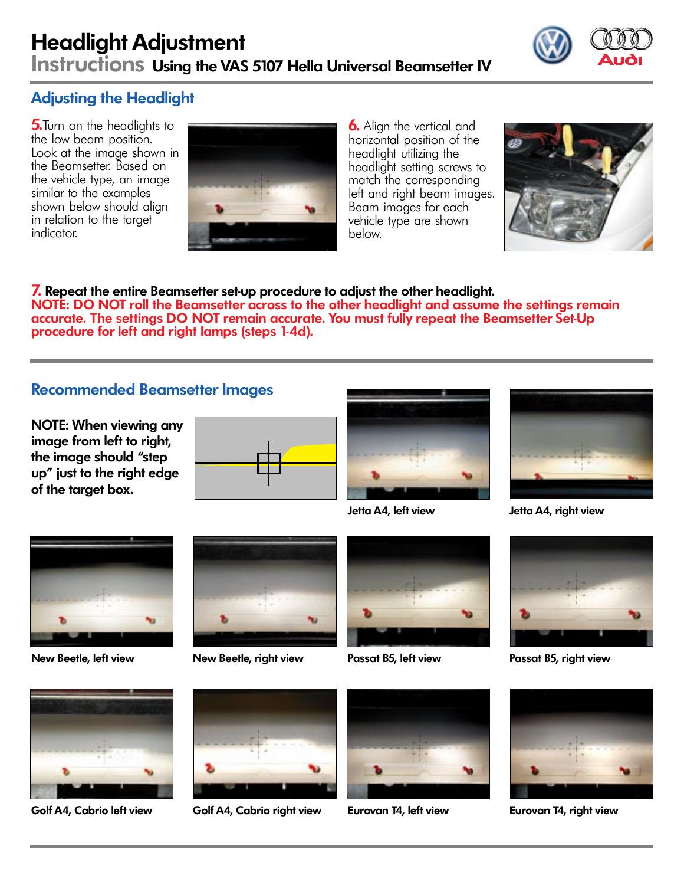# Headlight Adjustment

## Instructions Using the VAS 5107 Hella Universal Beamsetter IV

### Adjusting the Headlight

**5.** Turn on the headlights to the low beam position. Look at the image shown in the Beamsetter. Based on the vehicle type, an image similar to the examples shown below should align in relation to the target indicator.

**6.** Align the vertical and horizontal position of the headlight utilizing the headlight setting screws to match the corresponding left and right beam images. Beam images for each vehicle type are shown below.

**7. Repeat the entire Beamsetter set-up procedure to adjust the other headlight.**
**NOTE: DO NOT roll the Beamsetter across to the other headlight and assume the settings remain accurate. The settings DO NOT remain accurate. You must fully repeat the Beamsetter Set-Up procedure for left and right lamps (steps 1-4d).**

### Recommended Beamsetter Images

**NOTE: When viewing any image from left to right, the image should "step up" just to the right edge of the target box.**

Jetta A4, left view

Jetta A4, right view

New Beetle, left view

New Beetle, right view

Passat B5, left view

Passat B5, right view

Golf A4, Cabrio left view

Golf A4, Cabrio right view

Eurovan T4, left view

Eurovan T4, right view